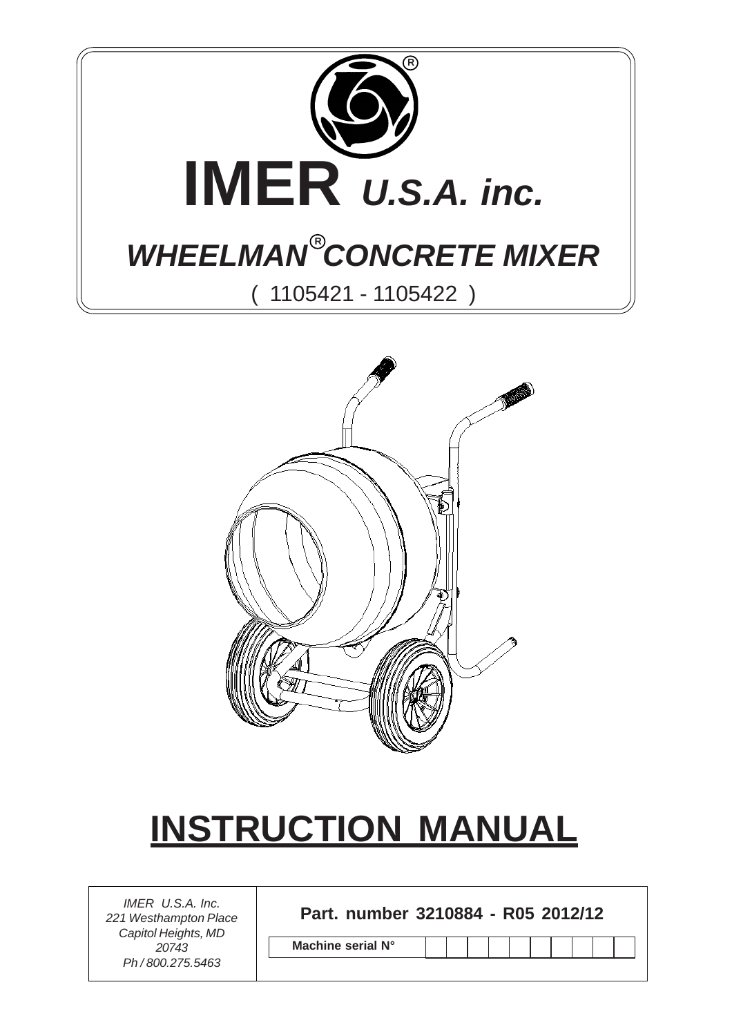# IMER *U.S.A. inc.*

## *WHEELMAN® CONCRETE MIXER*

( 1105421 - 1105422 )

# INSTRUCTION MANUAL

*IMER U.S.A. Inc.*
*221 Westhampton Place*
*Capitol Heights, MD*
*20743*
*Ph / 800.275.5463*

**Part. number 3210884 - R05 2012/12**

**Machine serial N°** | | | | | | | | | | |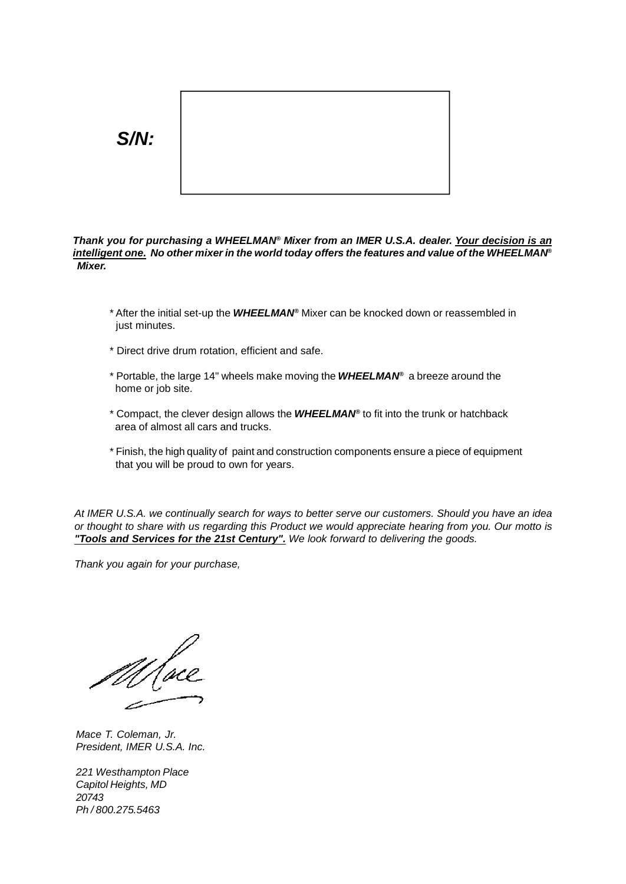***S/N:***

***Thank you for purchasing a WHEELMAN® Mixer from an IMER U.S.A. dealer. Your decision is an intelligent one. No other mixer in the world today offers the features and value of the WHEELMAN® Mixer.***

- After the initial set-up the ***WHEELMAN®*** Mixer can be knocked down or reassembled in just minutes.
- Direct drive drum rotation, efficient and safe.
- Portable, the large 14" wheels make moving the ***WHEELMAN®*** a breeze around the home or job site.
- Compact, the clever design allows the ***WHEELMAN®*** to fit into the trunk or hatchback area of almost all cars and trucks.
- Finish, the high quality of paint and construction components ensure a piece of equipment that you will be proud to own for years.

*At IMER U.S.A. we continually search for ways to better serve our customers. Should you have an idea or thought to share with us regarding this Product we would appreciate hearing from you. Our motto is **"Tools and Services for the 21st Century".** We look forward to delivering the goods.*

*Thank you again for your purchase,*

*Mace T. Coleman, Jr.*
*President, IMER U.S.A. Inc.*

*221 Westhampton Place*
*Capitol Heights, MD*
*20743*
*Ph / 800.275.5463*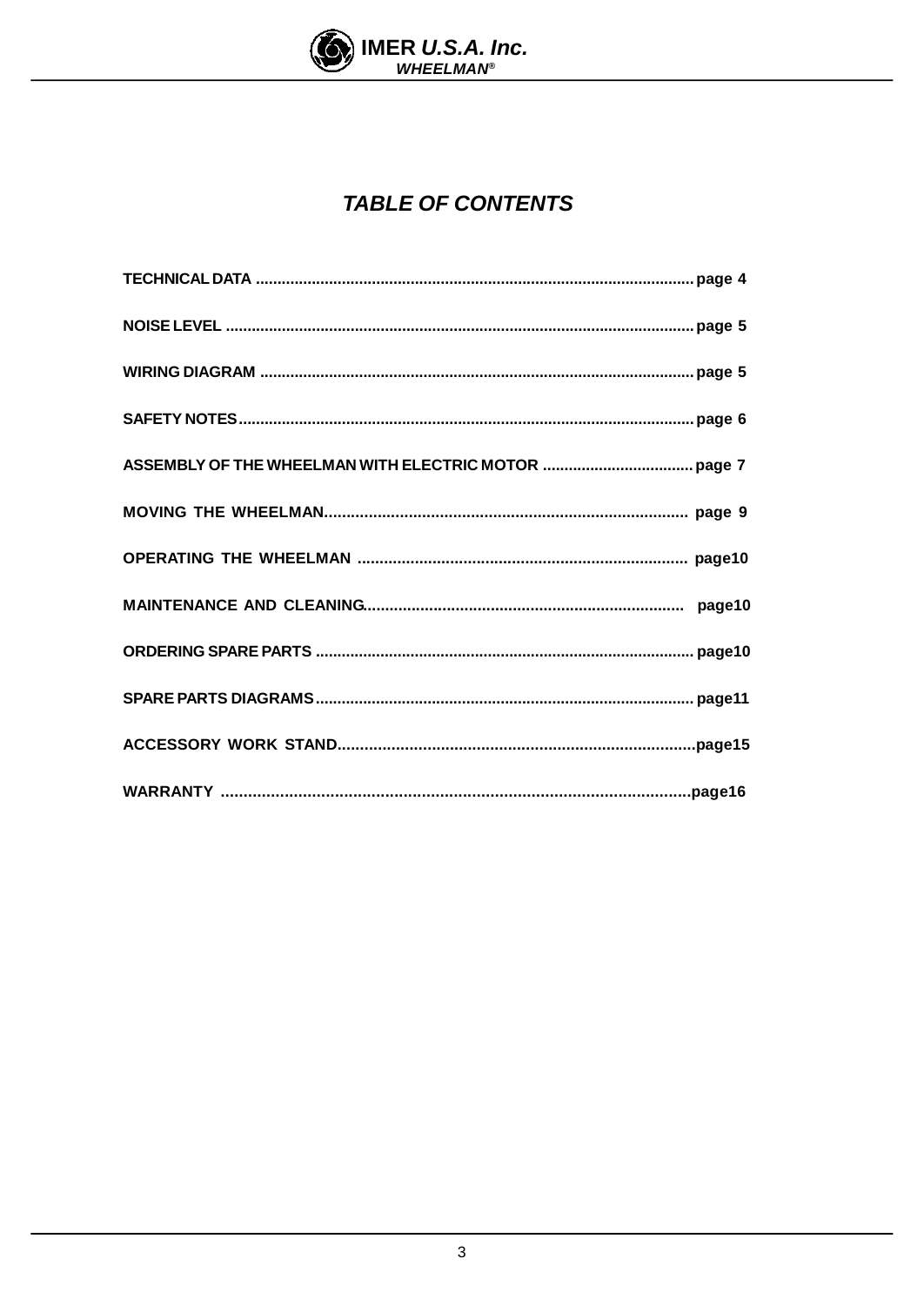# *TABLE OF CONTENTS*

**TECHNICAL DATA .................................................................................................... page 4**

**NOISE LEVEL ........................................................................................................... page 5**

**WIRING DIAGRAM .................................................................................................... page 5**

**SAFETY NOTES......................................................................................................... page 6**

**ASSEMBLY OF THE WHEELMAN WITH ELECTRIC MOTOR ................................... page 7**

**MOVING THE WHEELMAN................................................................................. page 9**

**OPERATING THE WHEELMAN .......................................................................... page10**

**MAINTENANCE AND CLEANING........................................................................ page10**

**ORDERING SPARE PARTS ....................................................................................... page10**

**SPARE PARTS DIAGRAMS....................................................................................... page11**

**ACCESSORY WORK STAND...............................................................................page15**

**WARRANTY ......................................................................................................page16**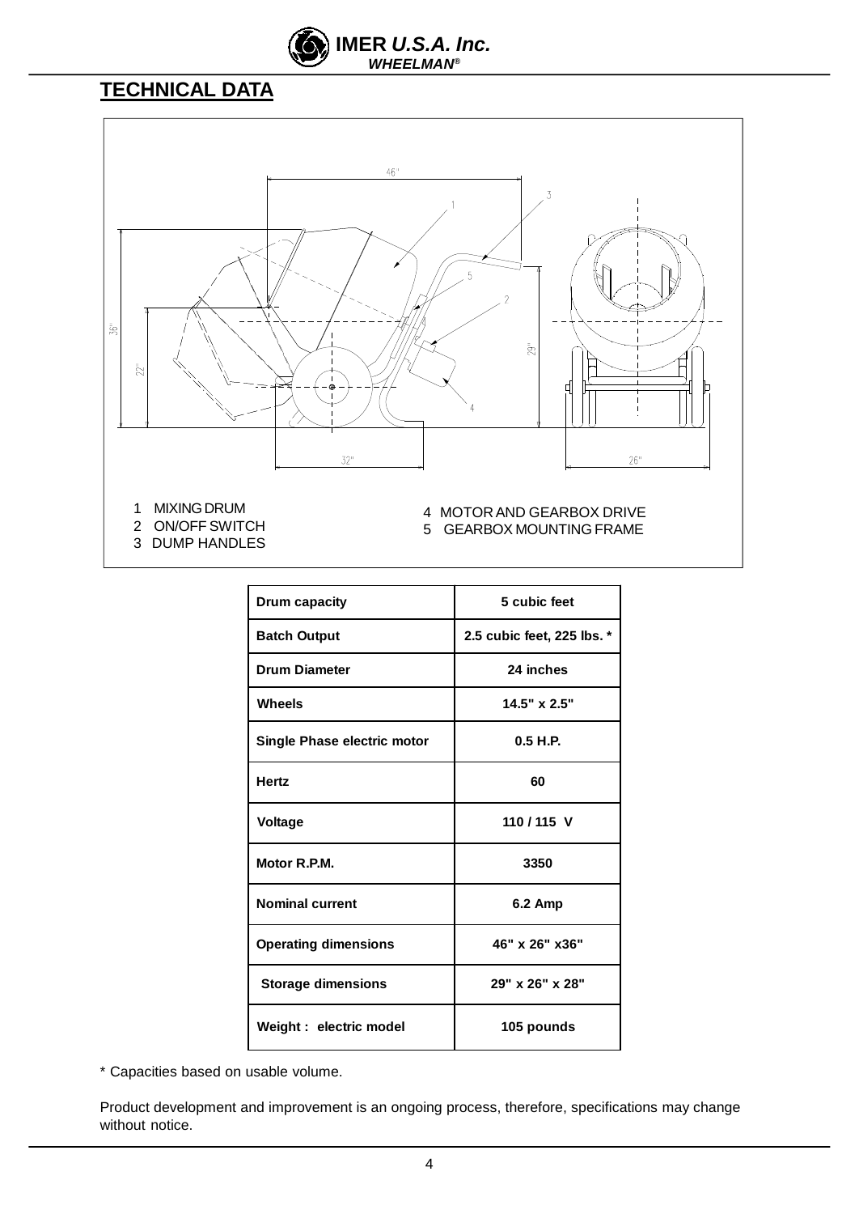## TECHNICAL DATA

1 MIXING DRUM
2 ON/OFF SWITCH
3 DUMP HANDLES
4 MOTOR AND GEARBOX DRIVE
5 GEARBOX MOUNTING FRAME

| Drum capacity | 5 cubic feet |
|---|---|
| Batch Output | 2.5 cubic feet, 225 lbs. * |
| Drum Diameter | 24 inches |
| Wheels | 14.5" x 2.5" |
| Single Phase electric motor | 0.5 H.P. |
| Hertz | 60 |
| Voltage | 110 / 115 V |
| Motor R.P.M. | 3350 |
| Nominal current | 6.2 Amp |
| Operating dimensions | 46" x 26" x36" |
| Storage dimensions | 29" x 26" x 28" |
| Weight : electric model | 105 pounds |

* Capacities based on usable volume.

Product development and improvement is an ongoing process, therefore, specifications may change without notice.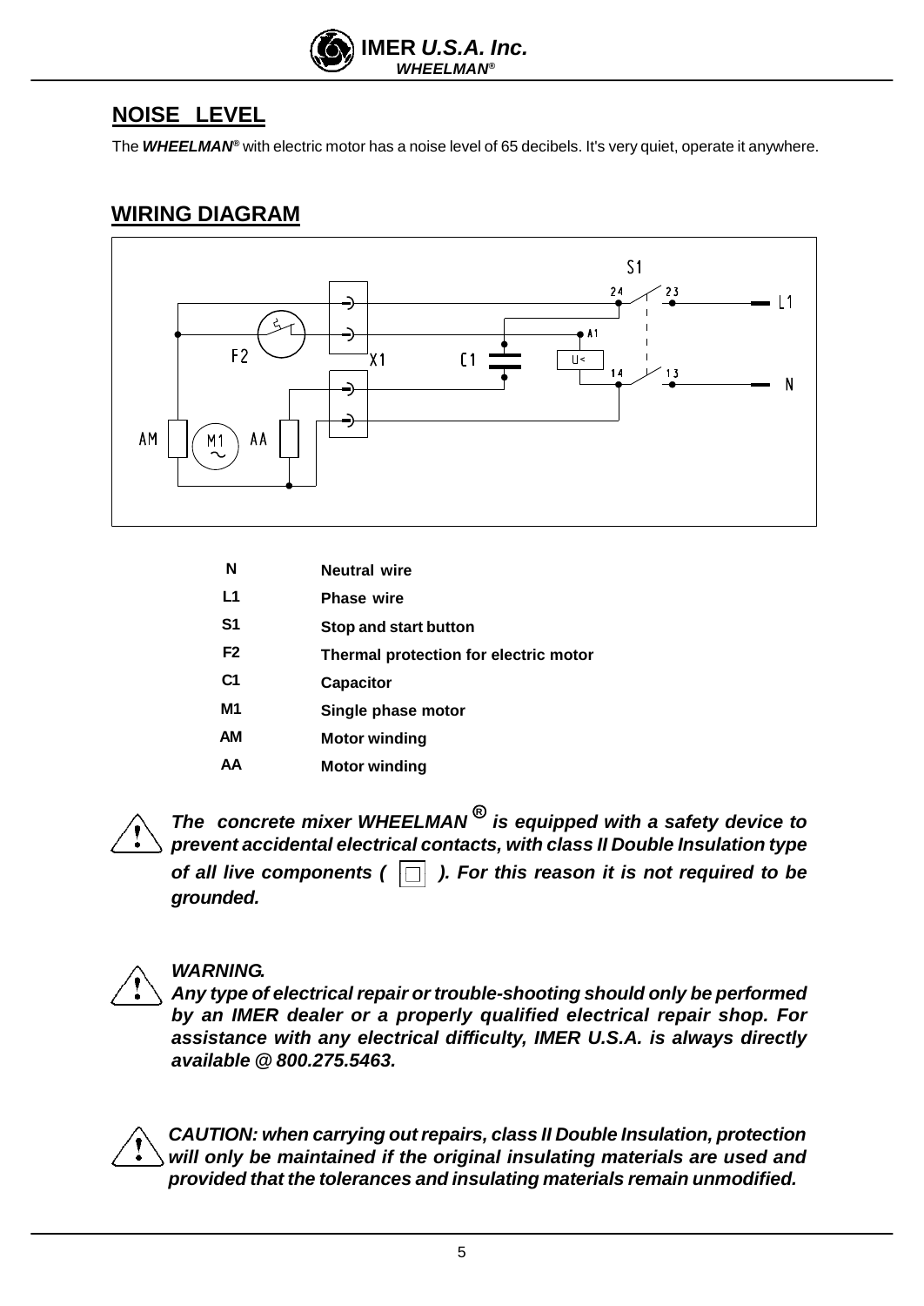## NOISE LEVEL

The ***WHEELMAN***® with electric motor has a noise level of 65 decibels. It's very quiet, operate it anywhere.

## WIRING DIAGRAM

| | |
|---|---|
| **N** | **Neutral wire** |
| **L1** | **Phase wire** |
| **S1** | **Stop and start button** |
| **F2** | **Thermal protection for electric motor** |
| **C1** | **Capacitor** |
| **M1** | **Single phase motor** |
| **AM** | **Motor winding** |
| **AA** | **Motor winding** |

***The concrete mixer WHEELMAN® is equipped with a safety device to prevent accidental electrical contacts, with class II Double Insulation type of all live components ( ⧈ ). For this reason it is not required to be grounded.***

***WARNING.***
***Any type of electrical repair or trouble-shooting should only be performed by an IMER dealer or a properly qualified electrical repair shop. For assistance with any electrical difficulty, IMER U.S.A. is always directly available @ 800.275.5463.***

***CAUTION: when carrying out repairs, class II Double Insulation, protection will only be maintained if the original insulating materials are used and provided that the tolerances and insulating materials remain unmodified.***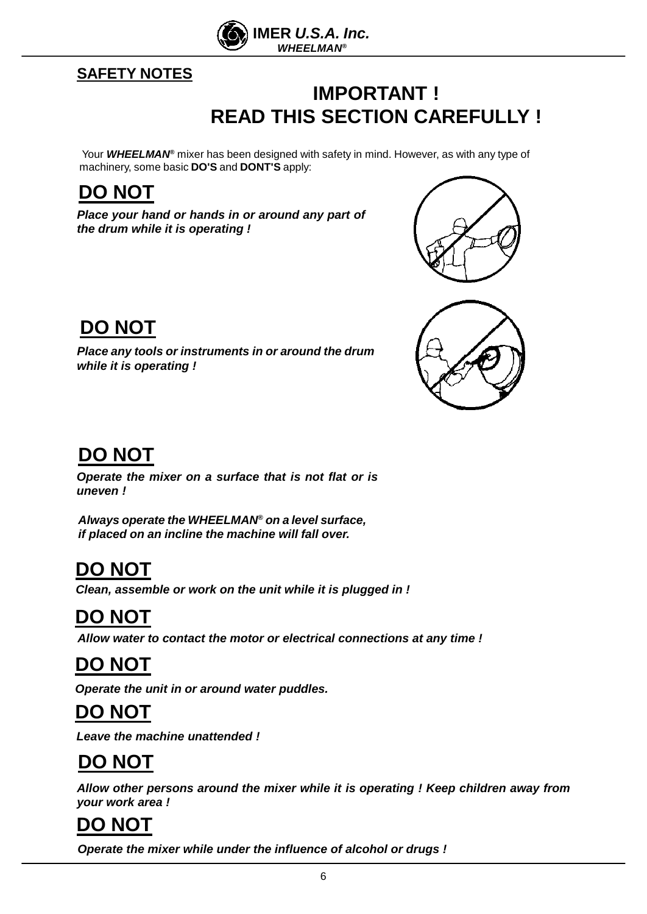## SAFETY NOTES

# IMPORTANT !
# READ THIS SECTION CAREFULLY !

Your ***WHEELMAN®*** mixer has been designed with safety in mind. However, as with any type of machinery, some basic **DO'S** and **DONT'S** apply:

## DO NOT

***Place your hand or hands in or around any part of the drum while it is operating !***

## DO NOT

***Place any tools or instruments in or around the drum while it is operating !***

## DO NOT

***Operate the mixer on a surface that is not flat or is uneven !***

***Always operate the WHEELMAN® on a level surface, if placed on an incline the machine will fall over.***

## DO NOT

***Clean, assemble or work on the unit while it is plugged in !***

## DO NOT

***Allow water to contact the motor or electrical connections at any time !***

## DO NOT

***Operate the unit in or around water puddles.***

## DO NOT

***Leave the machine unattended !***

## DO NOT

***Allow other persons around the mixer while it is operating ! Keep children away from your work area !***

## DO NOT

***Operate the mixer while under the influence of alcohol or drugs !***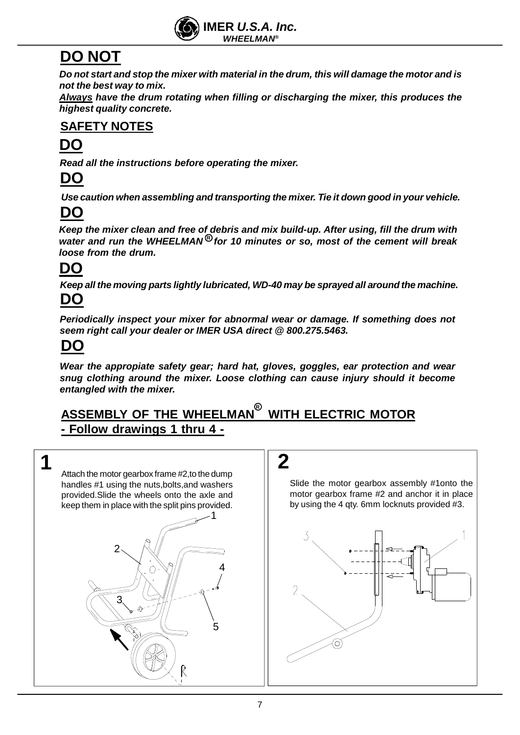# DO NOT

***Do not start and stop the mixer with material in the drum, this will damage the motor and is not the best way to mix.***

***Always** have the drum rotating when filling or discharging the mixer, this produces the highest quality concrete.*

## SAFETY NOTES

## DO

***Read all the instructions before operating the mixer.***

## DO

***Use caution when assembling and transporting the mixer. Tie it down good in your vehicle.***

## DO

***Keep the mixer clean and free of debris and mix build-up. After using, fill the drum with water and run the WHEELMAN® for 10 minutes or so, most of the cement will break loose from the drum.***

## DO

***Keep all the moving parts lightly lubricated, WD-40 may be sprayed all around the machine.***

## DO

***Periodically inspect your mixer for abnormal wear or damage. If something does not seem right call your dealer or IMER USA direct @ 800.275.5463.***

## DO

***Wear the appropiate safety gear; hard hat, gloves, goggles, ear protection and wear snug clothing around the mixer. Loose clothing can cause injury should it become entangled with the mixer.***

## ASSEMBLY OF THE WHEELMAN® WITH ELECTRIC MOTOR - Follow drawings 1 thru 4 -

**1**

Attach the motor gearbox frame #2,to the dump handles #1 using the nuts,bolts,and washers provided.Slide the wheels onto the axle and keep them in place with the split pins provided.

**2**

Slide the motor gearbox assembly #1onto the motor gearbox frame #2 and anchor it in place by using the 4 qty. 6mm locknuts provided #3.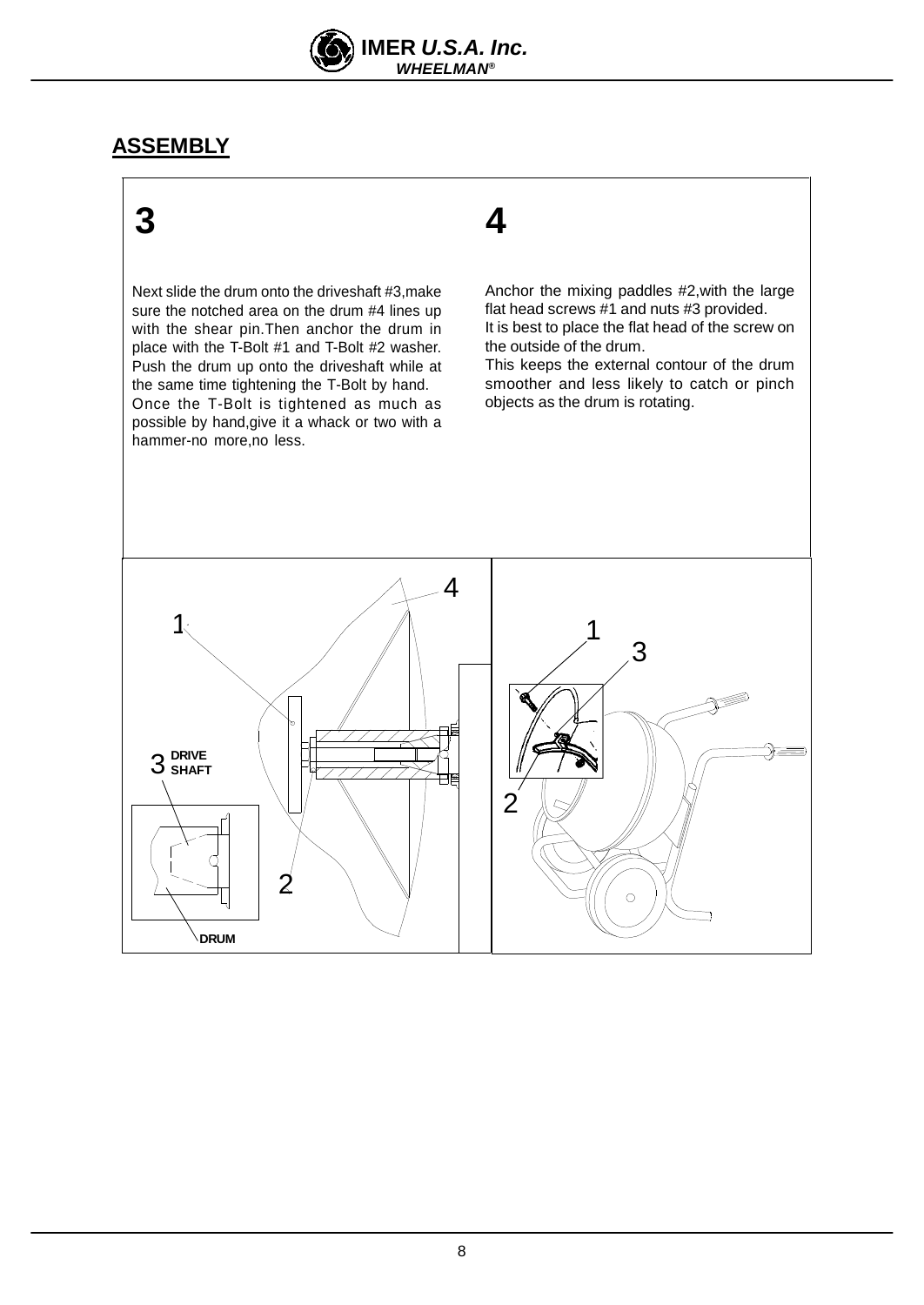## ASSEMBLY

### 3

Next slide the drum onto the driveshaft #3,make sure the notched area on the drum #4 lines up with the shear pin.Then anchor the drum in place with the T-Bolt #1 and T-Bolt #2 washer. Push the drum up onto the driveshaft while at the same time tightening the T-Bolt by hand. Once the T-Bolt is tightened as much as possible by hand,give it a whack or two with a hammer-no more,no less.

### 4

Anchor the mixing paddles #2,with the large flat head screws #1 and nuts #3 provided. It is best to place the flat head of the screw on the outside of the drum. This keeps the external contour of the drum smoother and less likely to catch or pinch objects as the drum is rotating.

4

1

3 DRIVE SHAFT

2

DRUM

1

3

2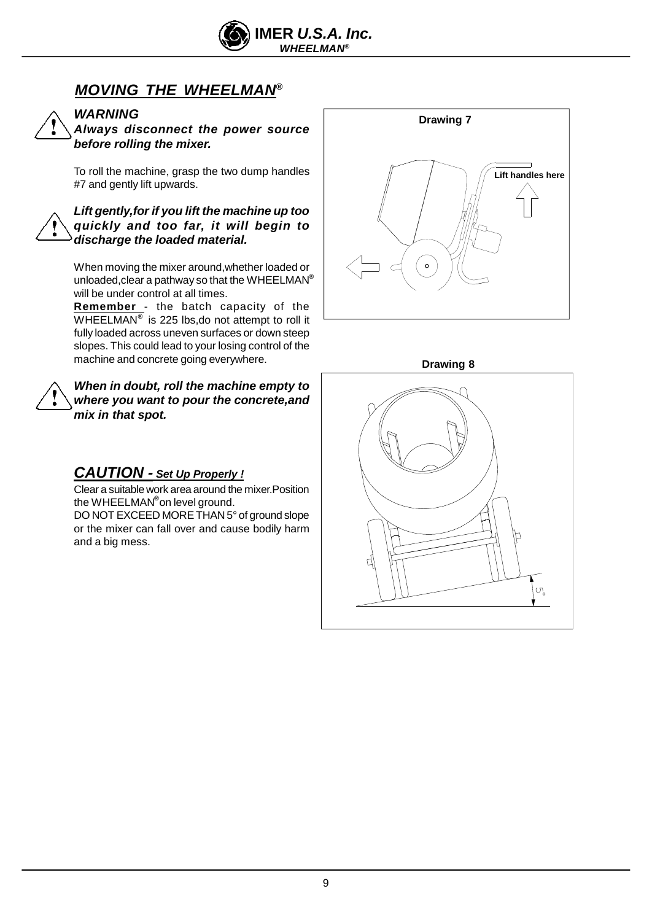## *MOVING THE WHEELMAN®*

### *WARNING*

***Always disconnect the power source before rolling the mixer.***

To roll the machine, grasp the two dump handles #7 and gently lift upwards.

***Lift gently,for if you lift the machine up too quickly and too far, it will begin to discharge the loaded material.***

When moving the mixer around,whether loaded or unloaded,clear a pathway so that the WHEELMAN® will be under control at all times.

**Remember** - the batch capacity of the WHEELMAN® is 225 lbs,do not attempt to roll it fully loaded across uneven surfaces or down steep slopes. This could lead to your losing control of the machine and concrete going everywhere.

***When in doubt, roll the machine empty to where you want to pour the concrete,and mix in that spot.***

**Drawing 7**

Lift handles here

## *CAUTION - Set Up Properly !*

Clear a suitable work area around the mixer.Position the WHEELMAN® on level ground.

DO NOT EXCEED MORE THAN 5° of ground slope or the mixer can fall over and cause bodily harm and a big mess.

**Drawing 8**

5°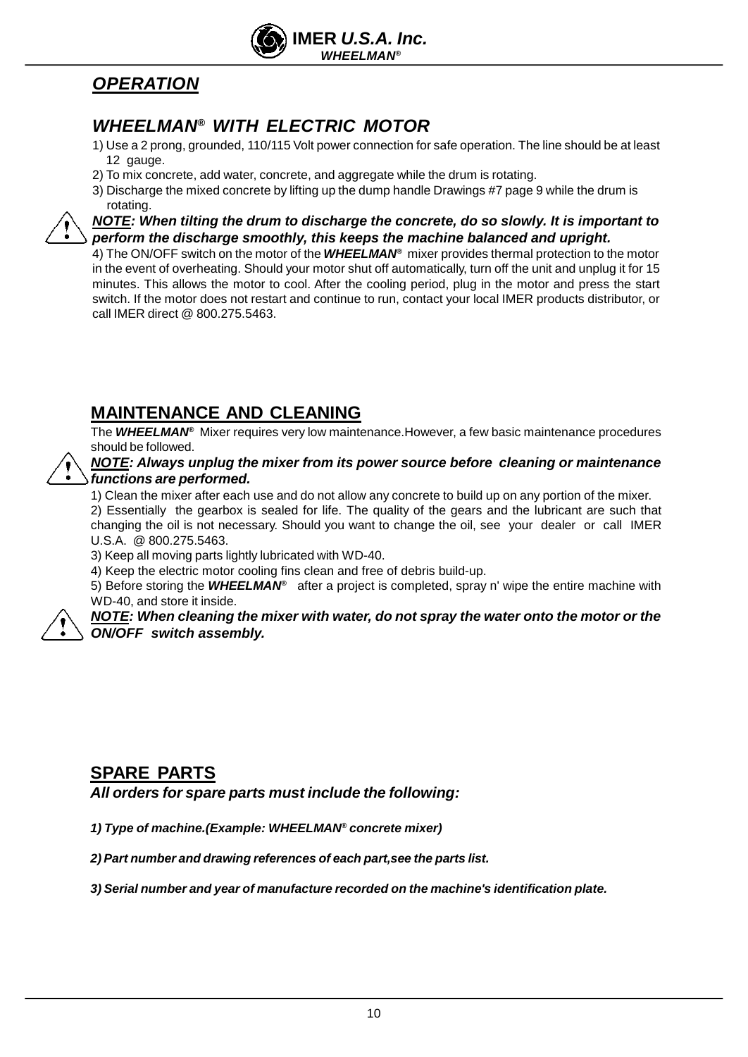# *OPERATION*

## *WHEELMAN® WITH ELECTRIC MOTOR*

1) Use a 2 prong, grounded, 110/115 Volt power connection for safe operation. The line should be at least 12 gauge.
2) To mix concrete, add water, concrete, and aggregate while the drum is rotating.
3) Discharge the mixed concrete by lifting up the dump handle Drawings #7 page 9 while the drum is rotating.

***NOTE: When tilting the drum to discharge the concrete, do so slowly. It is important to perform the discharge smoothly, this keeps the machine balanced and upright.***

4) The ON/OFF switch on the motor of the ***WHEELMAN®*** mixer provides thermal protection to the motor in the event of overheating. Should your motor shut off automatically, turn off the unit and unplug it for 15 minutes. This allows the motor to cool. After the cooling period, plug in the motor and press the start switch. If the motor does not restart and continue to run, contact your local IMER products distributor, or call IMER direct @ 800.275.5463.

## MAINTENANCE AND CLEANING

The ***WHEELMAN®*** Mixer requires very low maintenance.However, a few basic maintenance procedures should be followed.

***NOTE: Always unplug the mixer from its power source before cleaning or maintenance functions are performed.***

1) Clean the mixer after each use and do not allow any concrete to build up on any portion of the mixer.
2) Essentially the gearbox is sealed for life. The quality of the gears and the lubricant are such that changing the oil is not necessary. Should you want to change the oil, see your dealer or call IMER U.S.A. @ 800.275.5463.
3) Keep all moving parts lightly lubricated with WD-40.
4) Keep the electric motor cooling fins clean and free of debris build-up.
5) Before storing the ***WHEELMAN®*** after a project is completed, spray n' wipe the entire machine with WD-40, and store it inside.

***NOTE: When cleaning the mixer with water, do not spray the water onto the motor or the ON/OFF switch assembly.***

## SPARE PARTS

***All orders for spare parts must include the following:***

***1) Type of machine.(Example: WHEELMAN® concrete mixer)***

***2) Part number and drawing references of each part,see the parts list.***

***3) Serial number and year of manufacture recorded on the machine's identification plate.***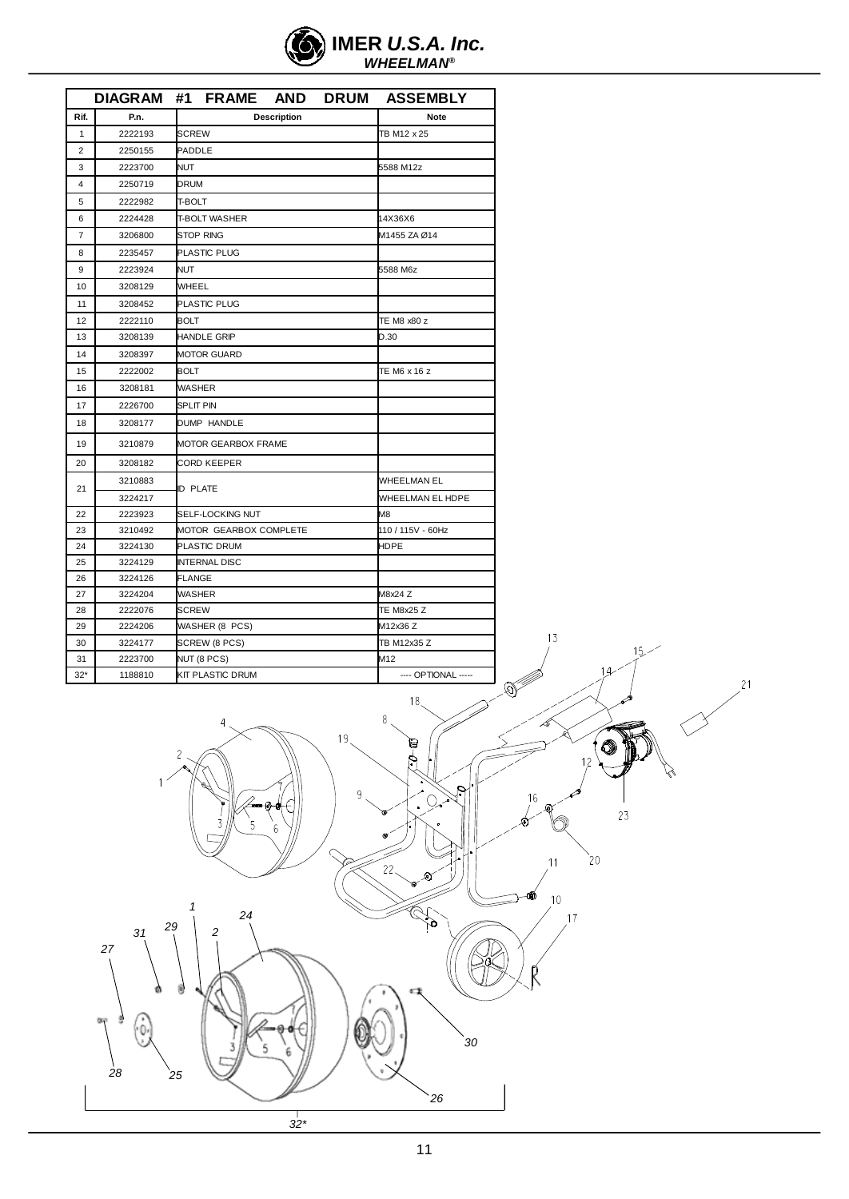| DIAGRAM #1 FRAME AND DRUM ASSEMBLY | | | |
|---|---|---|---|
| Rif. | P.n. | Description | Note |
| 1 | 2222193 | SCREW | TB M12 x 25 |
| 2 | 2250155 | PADDLE | |
| 3 | 2223700 | NUT | 5588 M12z |
| 4 | 2250719 | DRUM | |
| 5 | 2222982 | T-BOLT | |
| 6 | 2224428 | T-BOLT WASHER | 14X36X6 |
| 7 | 3206800 | STOP RING | M1455 ZA Ø14 |
| 8 | 2235457 | PLASTIC PLUG | |
| 9 | 2223924 | NUT | 5588 M6z |
| 10 | 3208129 | WHEEL | |
| 11 | 3208452 | PLASTIC PLUG | |
| 12 | 2222110 | BOLT | TE M8 x80 z |
| 13 | 3208139 | HANDLE GRIP | D.30 |
| 14 | 3208397 | MOTOR GUARD | |
| 15 | 2222002 | BOLT | TE M6 x 16 z |
| 16 | 3208181 | WASHER | |
| 17 | 2226700 | SPLIT PIN | |
| 18 | 3208177 | DUMP HANDLE | |
| 19 | 3210879 | MOTOR GEARBOX FRAME | |
| 20 | 3208182 | CORD KEEPER | |
| 21 | 3210883 | ID PLATE | WHEELMAN EL |
| | 3224217 | | WHEELMAN EL HDPE |
| 22 | 2223923 | SELF-LOCKING NUT | M8 |
| 23 | 3210492 | MOTOR GEARBOX COMPLETE | 110 / 115V - 60Hz |
| 24 | 3224130 | PLASTIC DRUM | HDPE |
| 25 | 3224129 | INTERNAL DISC | |
| 26 | 3224126 | FLANGE | |
| 27 | 3224204 | WASHER | M8x24 Z |
| 28 | 2222076 | SCREW | TE M8x25 Z |
| 29 | 2224206 | WASHER (8 PCS) | M12x36 Z |
| 30 | 3224177 | SCREW (8 PCS) | TB M12x35 Z |
| 31 | 2223700 | NUT (8 PCS) | M12 |
| 32* | 1188810 | KIT PLASTIC DRUM | ---- OPTIONAL ----- |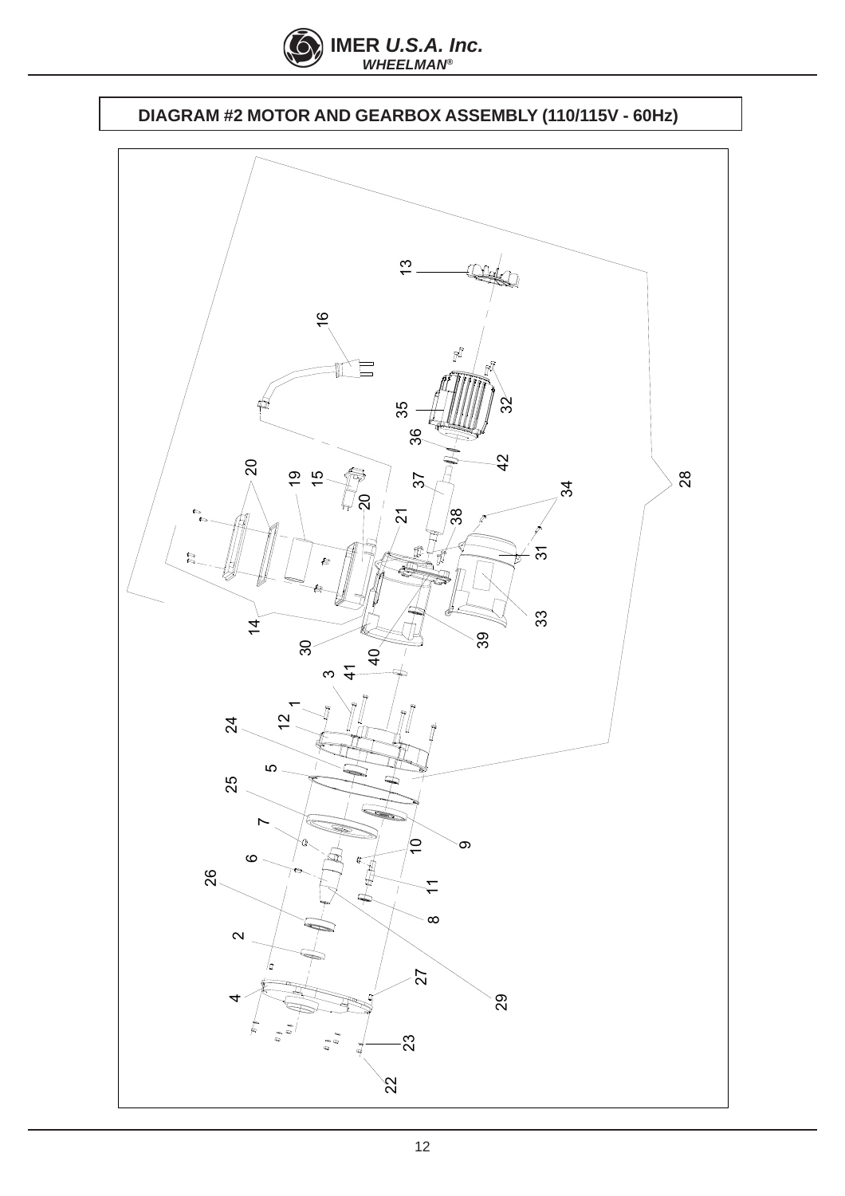## DIAGRAM #2 MOTOR AND GEARBOX ASSEMBLY (110/115V - 60Hz)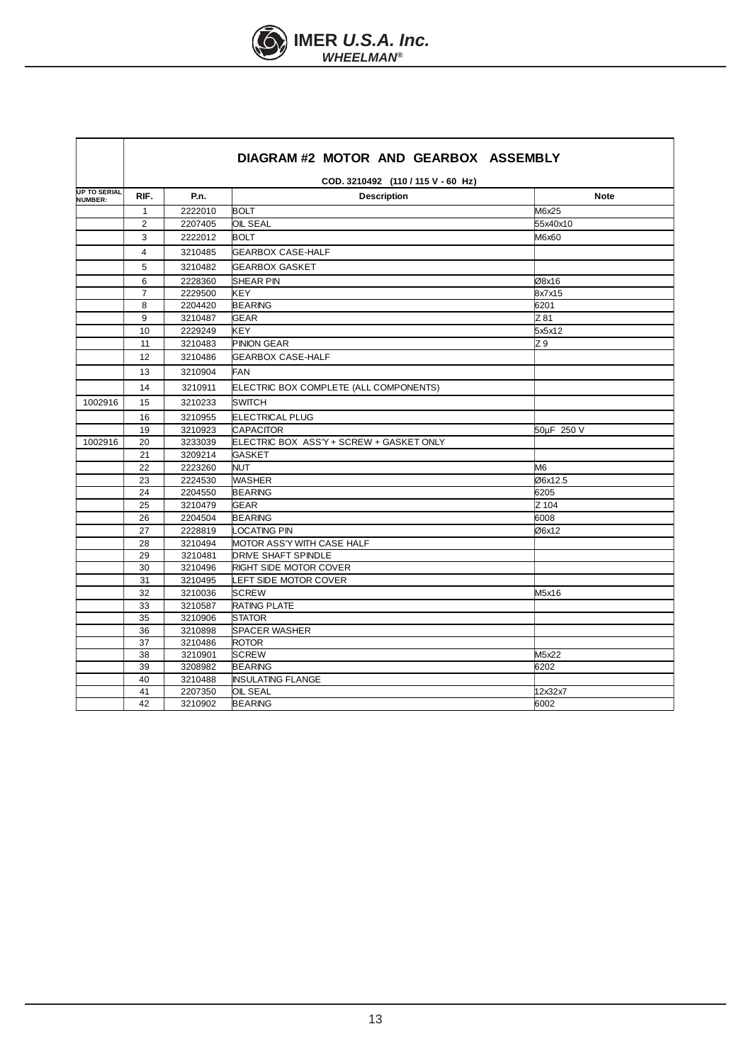# DIAGRAM #2 MOTOR AND GEARBOX ASSEMBLY

**COD. 3210492 (110 / 115 V - 60 Hz)**

| UP TO SERIAL NUMBER: | RIF. | P.n. | Description | Note |
|---|---|---|---|---|
| | 1 | 2222010 | BOLT | M6x25 |
| | 2 | 2207405 | OIL SEAL | 55x40x10 |
| | 3 | 2222012 | BOLT | M6x60 |
| | 4 | 3210485 | GEARBOX CASE-HALF | |
| | 5 | 3210482 | GEARBOX GASKET | |
| | 6 | 2228360 | SHEAR PIN | Ø8x16 |
| | 7 | 2229500 | KEY | 8x7x15 |
| | 8 | 2204420 | BEARING | 6201 |
| | 9 | 3210487 | GEAR | Z 81 |
| | 10 | 2229249 | KEY | 5x5x12 |
| | 11 | 3210483 | PINION GEAR | Z 9 |
| | 12 | 3210486 | GEARBOX CASE-HALF | |
| | 13 | 3210904 | FAN | |
| | 14 | 3210911 | ELECTRIC BOX COMPLETE (ALL COMPONENTS) | |
| 1002916 | 15 | 3210233 | SWITCH | |
| | 16 | 3210955 | ELECTRICAL PLUG | |
| | 19 | 3210923 | CAPACITOR | 50µF 250 V |
| 1002916 | 20 | 3233039 | ELECTRIC BOX ASS'Y + SCREW + GASKET ONLY | |
| | 21 | 3209214 | GASKET | |
| | 22 | 2223260 | NUT | M6 |
| | 23 | 2224530 | WASHER | Ø6x12.5 |
| | 24 | 2204550 | BEARING | 6205 |
| | 25 | 3210479 | GEAR | Z 104 |
| | 26 | 2204504 | BEARING | 6008 |
| | 27 | 2228819 | LOCATING PIN | Ø6x12 |
| | 28 | 3210494 | MOTOR ASS'Y WITH CASE HALF | |
| | 29 | 3210481 | DRIVE SHAFT SPINDLE | |
| | 30 | 3210496 | RIGHT SIDE MOTOR COVER | |
| | 31 | 3210495 | LEFT SIDE MOTOR COVER | |
| | 32 | 3210036 | SCREW | M5x16 |
| | 33 | 3210587 | RATING PLATE | |
| | 35 | 3210906 | STATOR | |
| | 36 | 3210898 | SPACER WASHER | |
| | 37 | 3210486 | ROTOR | |
| | 38 | 3210901 | SCREW | M5x22 |
| | 39 | 3208982 | BEARING | 6202 |
| | 40 | 3210488 | INSULATING FLANGE | |
| | 41 | 2207350 | OIL SEAL | 12x32x7 |
| | 42 | 3210902 | BEARING | 6002 |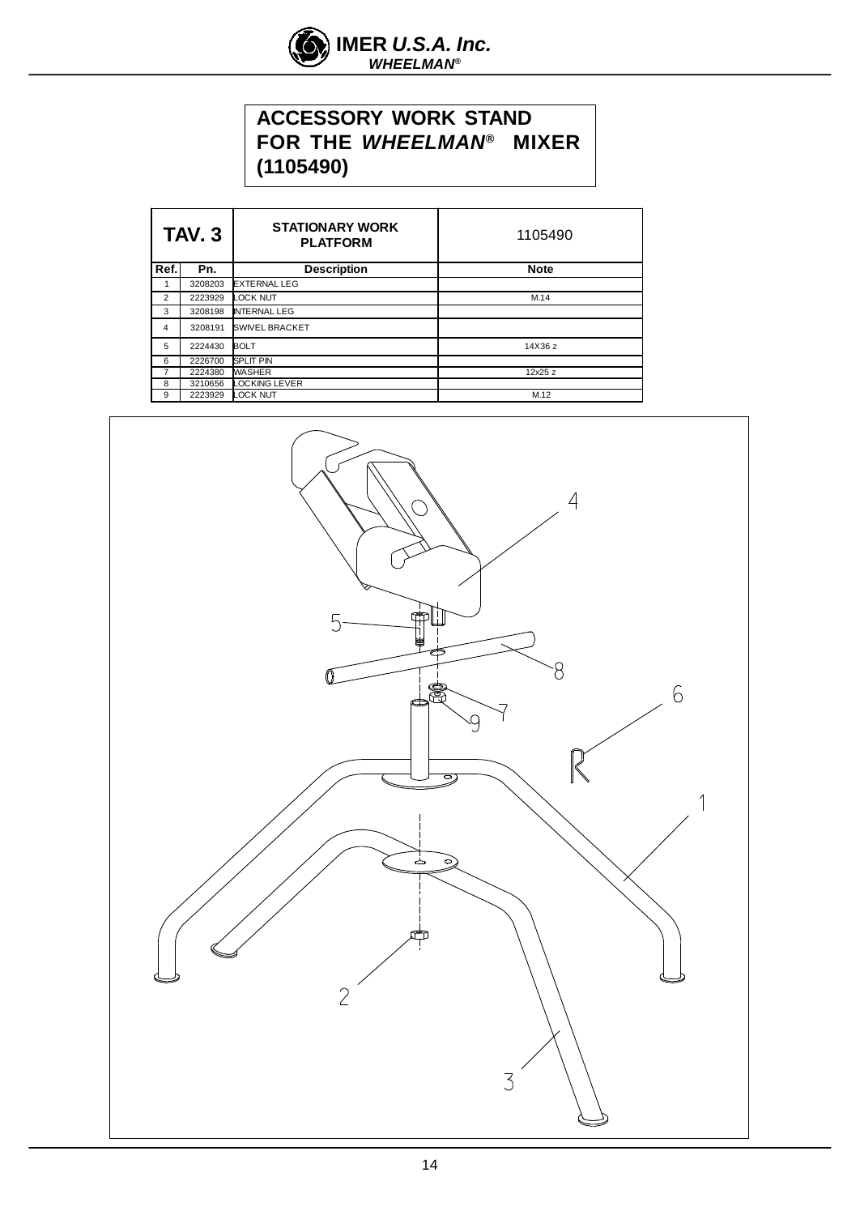# ACCESSORY WORK STAND FOR THE *WHEELMAN*® MIXER (1105490)

| TAV. 3 | | STATIONARY WORK PLATFORM | 1105490 |
|---|---|---|---|
| **Ref.** | **Pn.** | **Description** | **Note** |
| 1 | 3208203 | EXTERNAL LEG | |
| 2 | 2223929 | LOCK NUT | M.14 |
| 3 | 3208198 | INTERNAL LEG | |
| 4 | 3208191 | SWIVEL BRACKET | |
| 5 | 2224430 | BOLT | 14X36 z |
| 6 | 2226700 | SPLIT PIN | |
| 7 | 2224380 | WASHER | 12x25 z |
| 8 | 3210656 | LOCKING LEVER | |
| 9 | 2223929 | LOCK NUT | M.12 |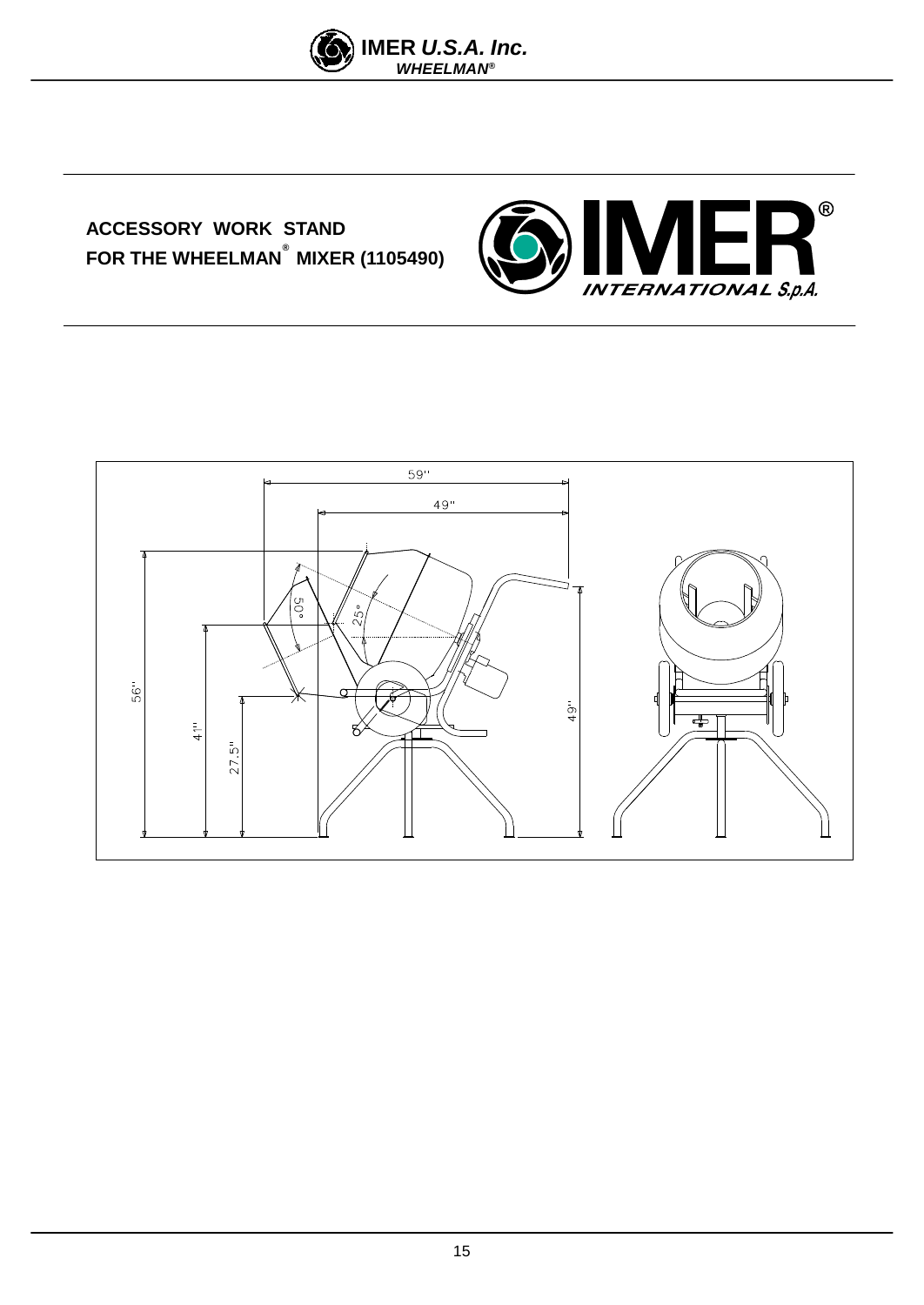## ACCESSORY WORK STAND FOR THE WHEELMAN® MIXER (1105490)

IMER INTERNATIONAL S.p.A.

59''

49''

56''

41''

27.5''

50°

25°

49''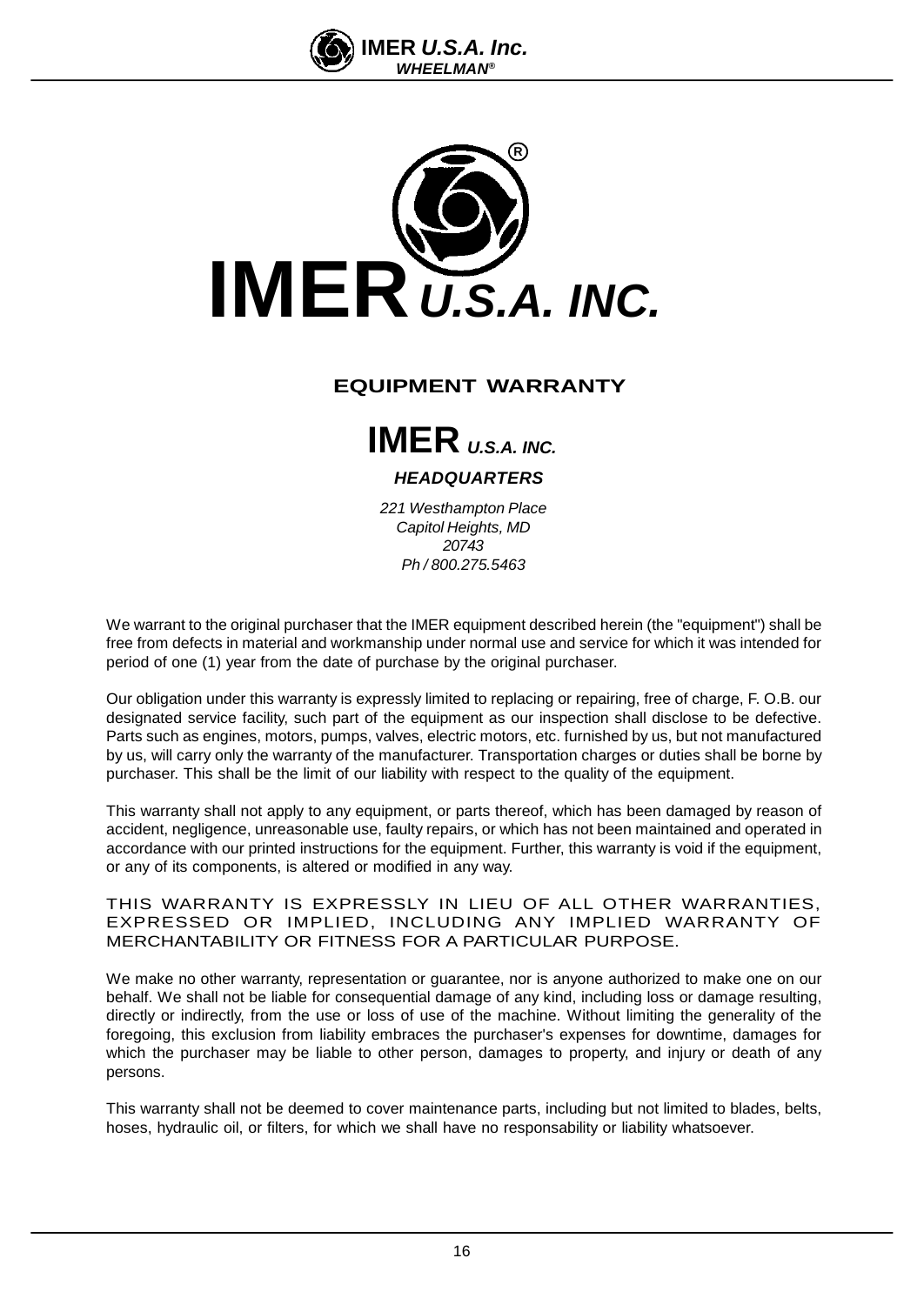IMER *U.S.A. INC.*

## EQUIPMENT WARRANTY

# IMER *U.S.A. INC.*

***HEADQUARTERS***

*221 Westhampton Place*
*Capitol Heights, MD*
*20743*
*Ph / 800.275.5463*

We warrant to the original purchaser that the IMER equipment described herein (the "equipment") shall be free from defects in material and workmanship under normal use and service for which it was intended for period of one (1) year from the date of purchase by the original purchaser.

Our obligation under this warranty is expressly limited to replacing or repairing, free of charge, F. O.B. our designated service facility, such part of the equipment as our inspection shall disclose to be defective. Parts such as engines, motors, pumps, valves, electric motors, etc. furnished by us, but not manufactured by us, will carry only the warranty of the manufacturer. Transportation charges or duties shall be borne by purchaser. This shall be the limit of our liability with respect to the quality of the equipment.

This warranty shall not apply to any equipment, or parts thereof, which has been damaged by reason of accident, negligence, unreasonable use, faulty repairs, or which has not been maintained and operated in accordance with our printed instructions for the equipment. Further, this warranty is void if the equipment, or any of its components, is altered or modified in any way.

THIS WARRANTY IS EXPRESSLY IN LIEU OF ALL OTHER WARRANTIES, EXPRESSED OR IMPLIED, INCLUDING ANY IMPLIED WARRANTY OF MERCHANTABILITY OR FITNESS FOR A PARTICULAR PURPOSE.

We make no other warranty, representation or guarantee, nor is anyone authorized to make one on our behalf. We shall not be liable for consequential damage of any kind, including loss or damage resulting, directly or indirectly, from the use or loss of use of the machine. Without limiting the generality of the foregoing, this exclusion from liability embraces the purchaser's expenses for downtime, damages for which the purchaser may be liable to other person, damages to property, and injury or death of any persons.

This warranty shall not be deemed to cover maintenance parts, including but not limited to blades, belts, hoses, hydraulic oil, or filters, for which we shall have no responsability or liability whatsoever.